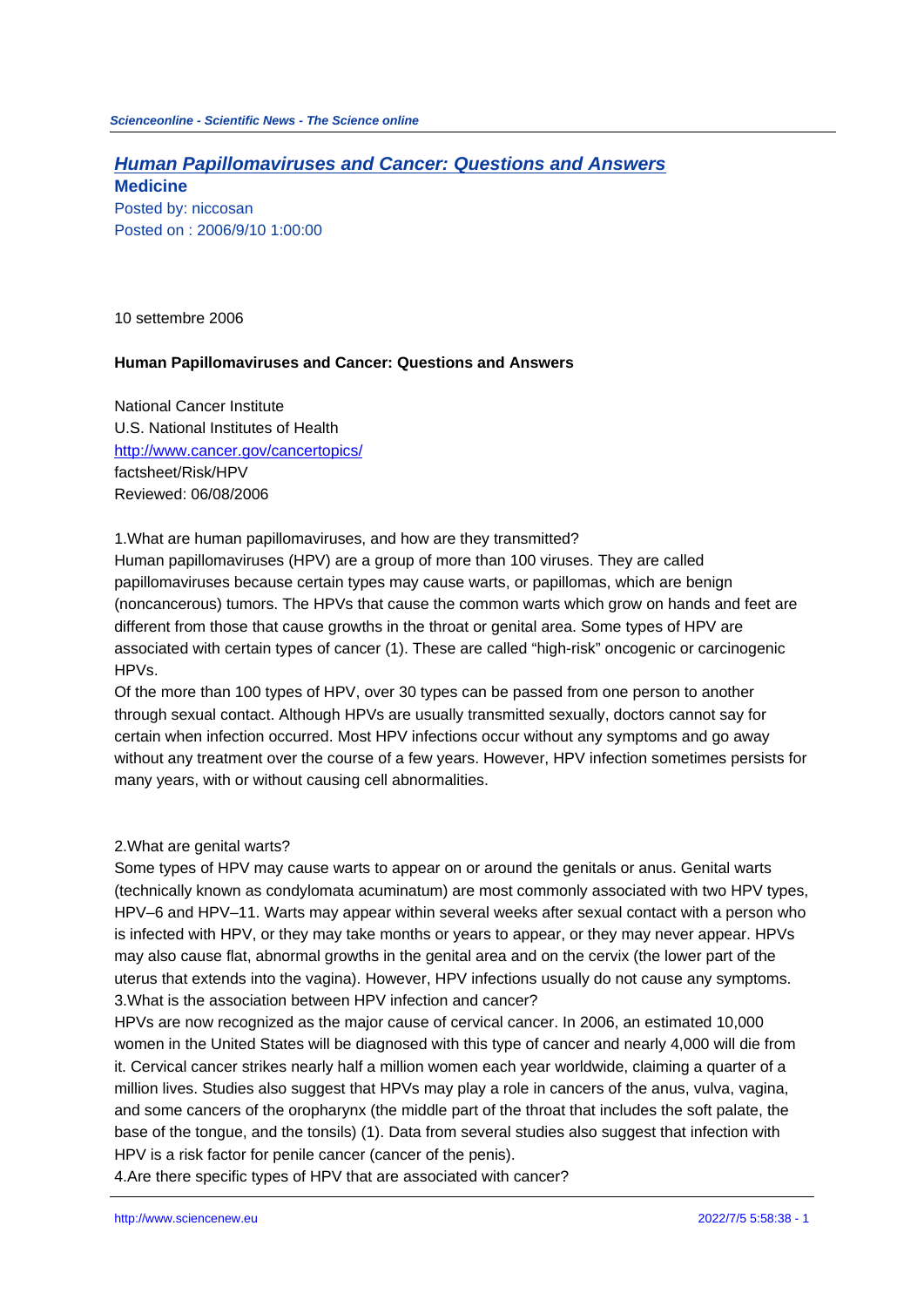## [Human Papillomaviruses and Cancer: Questions and Answers](#)

**Medicine**

Posted by: niccosan

Posted on : 2006/9/10 1:00:00

10 settembre 2006

**Human Papillomaviruses and Cancer: Questions and Answers**

National Cancer Institute
U.S. National Institutes of Health
http://www.cancer.gov/cancertopics/
factsheet/Risk/HPV
Reviewed: 06/08/2006

1.What are human papillomaviruses, and how are they transmitted?

Human papillomaviruses (HPV) are a group of more than 100 viruses. They are called papillomaviruses because certain types may cause warts, or papillomas, which are benign (noncancerous) tumors. The HPVs that cause the common warts which grow on hands and feet are different from those that cause growths in the throat or genital area. Some types of HPV are associated with certain types of cancer (1). These are called "high-risk" oncogenic or carcinogenic HPVs.

Of the more than 100 types of HPV, over 30 types can be passed from one person to another through sexual contact. Although HPVs are usually transmitted sexually, doctors cannot say for certain when infection occurred. Most HPV infections occur without any symptoms and go away without any treatment over the course of a few years. However, HPV infection sometimes persists for many years, with or without causing cell abnormalities.

2.What are genital warts?

Some types of HPV may cause warts to appear on or around the genitals or anus. Genital warts (technically known as condylomata acuminatum) are most commonly associated with two HPV types, HPV–6 and HPV–11. Warts may appear within several weeks after sexual contact with a person who is infected with HPV, or they may take months or years to appear, or they may never appear. HPVs may also cause flat, abnormal growths in the genital area and on the cervix (the lower part of the uterus that extends into the vagina). However, HPV infections usually do not cause any symptoms.

3.What is the association between HPV infection and cancer?

HPVs are now recognized as the major cause of cervical cancer. In 2006, an estimated 10,000 women in the United States will be diagnosed with this type of cancer and nearly 4,000 will die from it. Cervical cancer strikes nearly half a million women each year worldwide, claiming a quarter of a million lives. Studies also suggest that HPVs may play a role in cancers of the anus, vulva, vagina, and some cancers of the oropharynx (the middle part of the throat that includes the soft palate, the base of the tongue, and the tonsils) (1). Data from several studies also suggest that infection with HPV is a risk factor for penile cancer (cancer of the penis).

4.Are there specific types of HPV that are associated with cancer?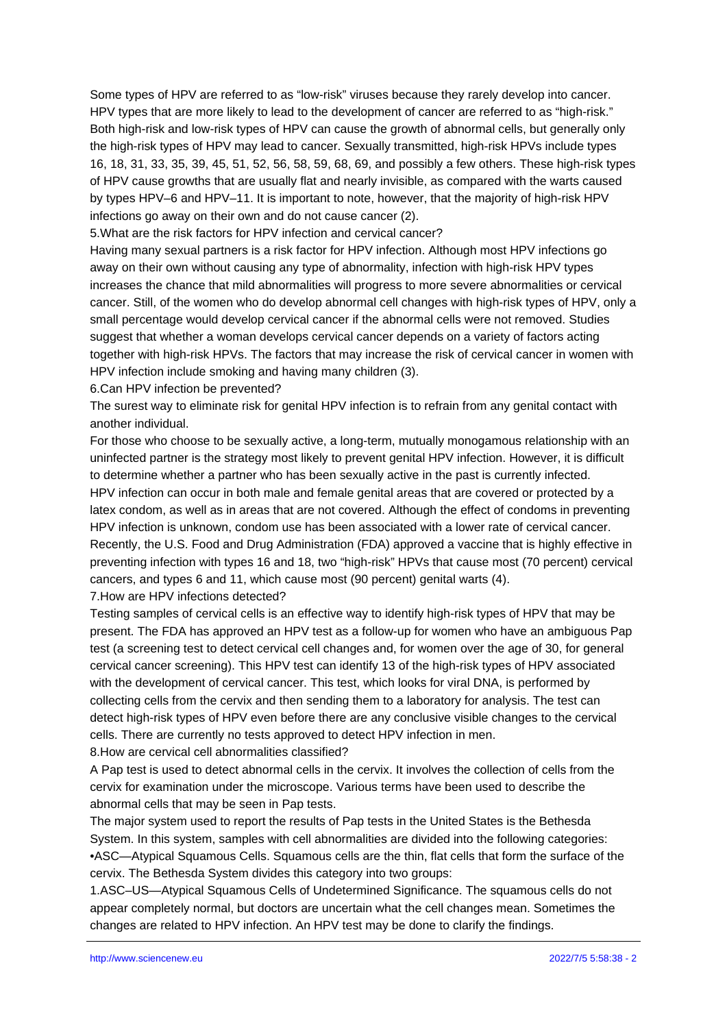Some types of HPV are referred to as "low-risk" viruses because they rarely develop into cancer. HPV types that are more likely to lead to the development of cancer are referred to as "high-risk." Both high-risk and low-risk types of HPV can cause the growth of abnormal cells, but generally only the high-risk types of HPV may lead to cancer. Sexually transmitted, high-risk HPVs include types 16, 18, 31, 33, 35, 39, 45, 51, 52, 56, 58, 59, 68, 69, and possibly a few others. These high-risk types of HPV cause growths that are usually flat and nearly invisible, as compared with the warts caused by types HPV–6 and HPV–11. It is important to note, however, that the majority of high-risk HPV infections go away on their own and do not cause cancer (2).

5.What are the risk factors for HPV infection and cervical cancer?

Having many sexual partners is a risk factor for HPV infection. Although most HPV infections go away on their own without causing any type of abnormality, infection with high-risk HPV types increases the chance that mild abnormalities will progress to more severe abnormalities or cervical cancer. Still, of the women who do develop abnormal cell changes with high-risk types of HPV, only a small percentage would develop cervical cancer if the abnormal cells were not removed. Studies suggest that whether a woman develops cervical cancer depends on a variety of factors acting together with high-risk HPVs. The factors that may increase the risk of cervical cancer in women with HPV infection include smoking and having many children (3).

6.Can HPV infection be prevented?

The surest way to eliminate risk for genital HPV infection is to refrain from any genital contact with another individual.

For those who choose to be sexually active, a long-term, mutually monogamous relationship with an uninfected partner is the strategy most likely to prevent genital HPV infection. However, it is difficult to determine whether a partner who has been sexually active in the past is currently infected.

HPV infection can occur in both male and female genital areas that are covered or protected by a latex condom, as well as in areas that are not covered. Although the effect of condoms in preventing HPV infection is unknown, condom use has been associated with a lower rate of cervical cancer.

Recently, the U.S. Food and Drug Administration (FDA) approved a vaccine that is highly effective in preventing infection with types 16 and 18, two "high-risk" HPVs that cause most (70 percent) cervical cancers, and types 6 and 11, which cause most (90 percent) genital warts (4).

7.How are HPV infections detected?

Testing samples of cervical cells is an effective way to identify high-risk types of HPV that may be present. The FDA has approved an HPV test as a follow-up for women who have an ambiguous Pap test (a screening test to detect cervical cell changes and, for women over the age of 30, for general cervical cancer screening). This HPV test can identify 13 of the high-risk types of HPV associated with the development of cervical cancer. This test, which looks for viral DNA, is performed by collecting cells from the cervix and then sending them to a laboratory for analysis. The test can detect high-risk types of HPV even before there are any conclusive visible changes to the cervical cells. There are currently no tests approved to detect HPV infection in men.

8.How are cervical cell abnormalities classified?

A Pap test is used to detect abnormal cells in the cervix. It involves the collection of cells from the cervix for examination under the microscope. Various terms have been used to describe the abnormal cells that may be seen in Pap tests.

The major system used to report the results of Pap tests in the United States is the Bethesda System. In this system, samples with cell abnormalities are divided into the following categories:

•ASC—Atypical Squamous Cells. Squamous cells are the thin, flat cells that form the surface of the cervix. The Bethesda System divides this category into two groups:

1.ASC–US—Atypical Squamous Cells of Undetermined Significance. The squamous cells do not appear completely normal, but doctors are uncertain what the cell changes mean. Sometimes the changes are related to HPV infection. An HPV test may be done to clarify the findings.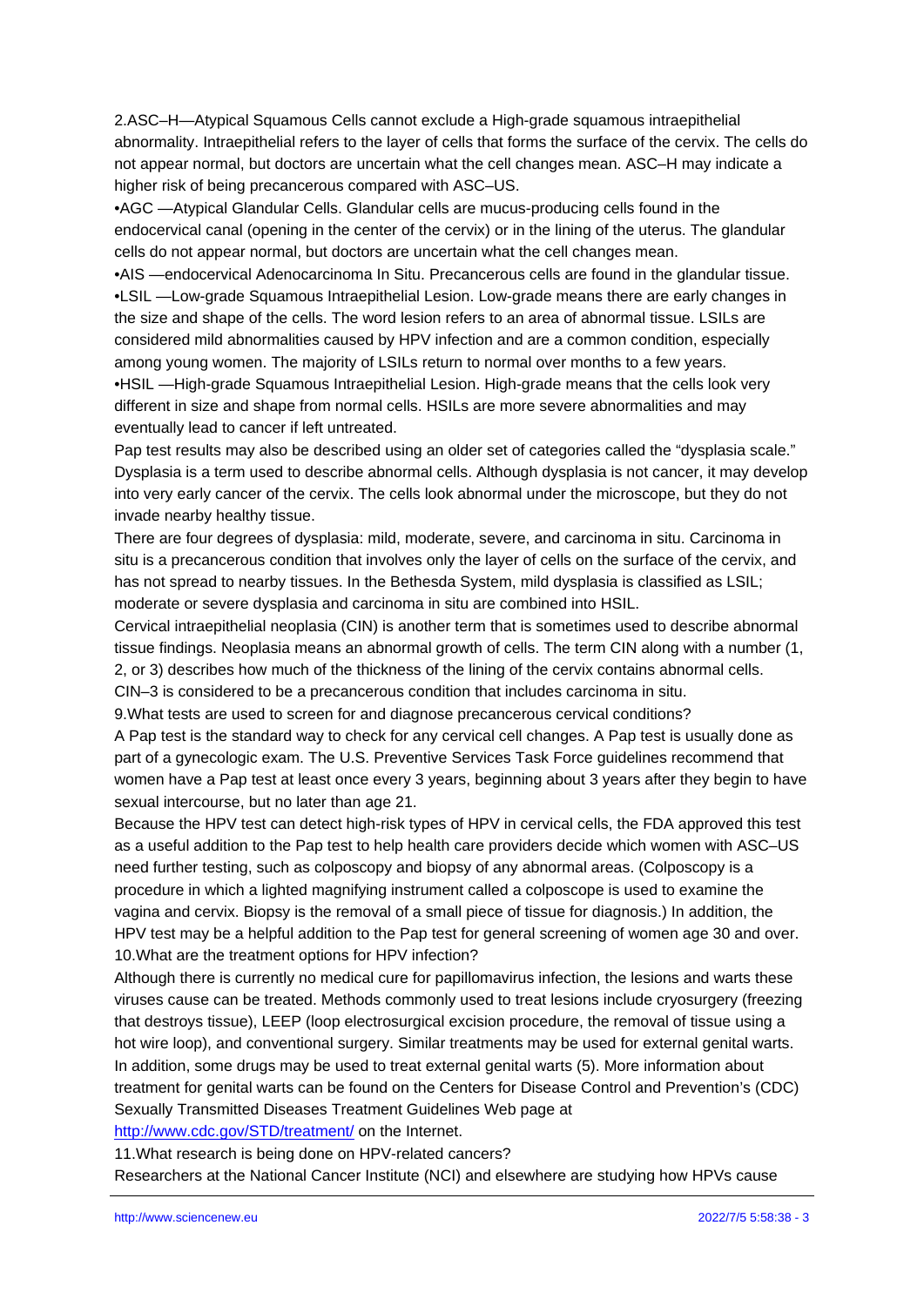2.ASC–H—Atypical Squamous Cells cannot exclude a High-grade squamous intraepithelial abnormality. Intraepithelial refers to the layer of cells that forms the surface of the cervix. The cells do not appear normal, but doctors are uncertain what the cell changes mean. ASC–H may indicate a higher risk of being precancerous compared with ASC–US.

•AGC —Atypical Glandular Cells. Glandular cells are mucus-producing cells found in the endocervical canal (opening in the center of the cervix) or in the lining of the uterus. The glandular cells do not appear normal, but doctors are uncertain what the cell changes mean.

•AIS —endocervical Adenocarcinoma In Situ. Precancerous cells are found in the glandular tissue.

•LSIL —Low-grade Squamous Intraepithelial Lesion. Low-grade means there are early changes in the size and shape of the cells. The word lesion refers to an area of abnormal tissue. LSILs are considered mild abnormalities caused by HPV infection and are a common condition, especially among young women. The majority of LSILs return to normal over months to a few years.

•HSIL —High-grade Squamous Intraepithelial Lesion. High-grade means that the cells look very different in size and shape from normal cells. HSILs are more severe abnormalities and may eventually lead to cancer if left untreated.

Pap test results may also be described using an older set of categories called the "dysplasia scale." Dysplasia is a term used to describe abnormal cells. Although dysplasia is not cancer, it may develop into very early cancer of the cervix. The cells look abnormal under the microscope, but they do not invade nearby healthy tissue.

There are four degrees of dysplasia: mild, moderate, severe, and carcinoma in situ. Carcinoma in situ is a precancerous condition that involves only the layer of cells on the surface of the cervix, and has not spread to nearby tissues. In the Bethesda System, mild dysplasia is classified as LSIL; moderate or severe dysplasia and carcinoma in situ are combined into HSIL.

Cervical intraepithelial neoplasia (CIN) is another term that is sometimes used to describe abnormal tissue findings. Neoplasia means an abnormal growth of cells. The term CIN along with a number (1, 2, or 3) describes how much of the thickness of the lining of the cervix contains abnormal cells. CIN–3 is considered to be a precancerous condition that includes carcinoma in situ.

9.What tests are used to screen for and diagnose precancerous cervical conditions?

A Pap test is the standard way to check for any cervical cell changes. A Pap test is usually done as part of a gynecologic exam. The U.S. Preventive Services Task Force guidelines recommend that women have a Pap test at least once every 3 years, beginning about 3 years after they begin to have sexual intercourse, but no later than age 21.

Because the HPV test can detect high-risk types of HPV in cervical cells, the FDA approved this test as a useful addition to the Pap test to help health care providers decide which women with ASC–US need further testing, such as colposcopy and biopsy of any abnormal areas. (Colposcopy is a procedure in which a lighted magnifying instrument called a colposcope is used to examine the vagina and cervix. Biopsy is the removal of a small piece of tissue for diagnosis.) In addition, the HPV test may be a helpful addition to the Pap test for general screening of women age 30 and over.

10.What are the treatment options for HPV infection?

Although there is currently no medical cure for papillomavirus infection, the lesions and warts these viruses cause can be treated. Methods commonly used to treat lesions include cryosurgery (freezing that destroys tissue), LEEP (loop electrosurgical excision procedure, the removal of tissue using a hot wire loop), and conventional surgery. Similar treatments may be used for external genital warts. In addition, some drugs may be used to treat external genital warts (5). More information about treatment for genital warts can be found on the Centers for Disease Control and Prevention's (CDC) Sexually Transmitted Diseases Treatment Guidelines Web page at [http://www.cdc.gov/STD/treatment/](http://www.cdc.gov/STD/treatment/) on the Internet.

11.What research is being done on HPV-related cancers?

Researchers at the National Cancer Institute (NCI) and elsewhere are studying how HPVs cause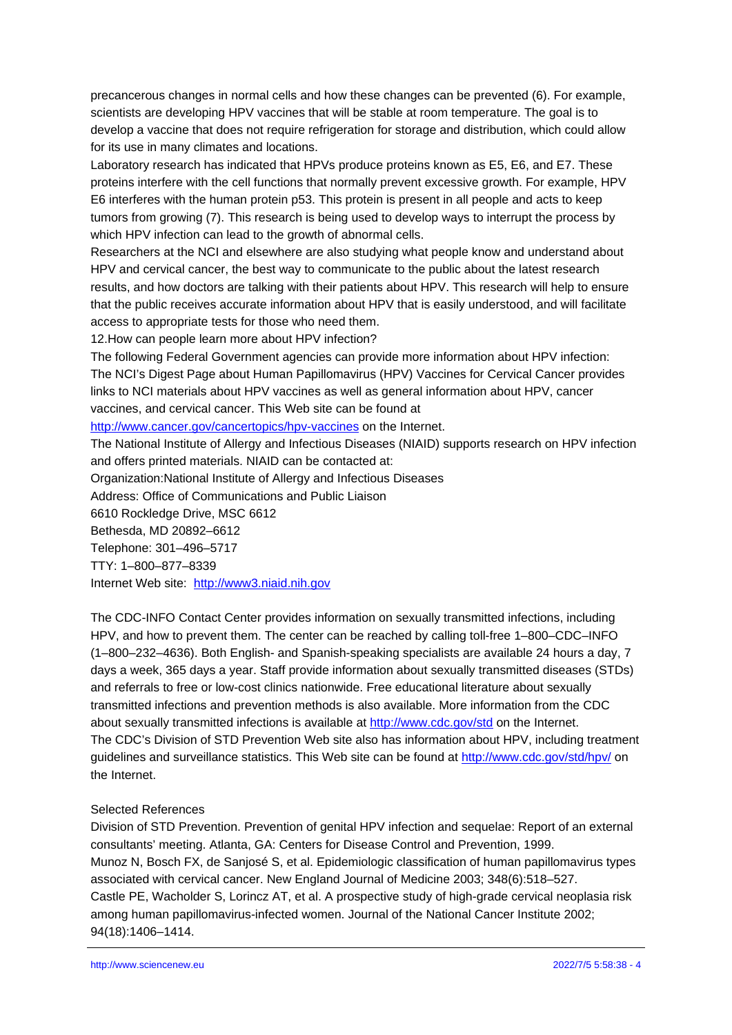precancerous changes in normal cells and how these changes can be prevented (6). For example, scientists are developing HPV vaccines that will be stable at room temperature. The goal is to develop a vaccine that does not require refrigeration for storage and distribution, which could allow for its use in many climates and locations.

Laboratory research has indicated that HPVs produce proteins known as E5, E6, and E7. These proteins interfere with the cell functions that normally prevent excessive growth. For example, HPV E6 interferes with the human protein p53. This protein is present in all people and acts to keep tumors from growing (7). This research is being used to develop ways to interrupt the process by which HPV infection can lead to the growth of abnormal cells.

Researchers at the NCI and elsewhere are also studying what people know and understand about HPV and cervical cancer, the best way to communicate to the public about the latest research results, and how doctors are talking with their patients about HPV. This research will help to ensure that the public receives accurate information about HPV that is easily understood, and will facilitate access to appropriate tests for those who need them.

12.How can people learn more about HPV infection?

The following Federal Government agencies can provide more information about HPV infection:

The NCI's Digest Page about Human Papillomavirus (HPV) Vaccines for Cervical Cancer provides links to NCI materials about HPV vaccines as well as general information about HPV, cancer vaccines, and cervical cancer. This Web site can be found at http://www.cancer.gov/cancertopics/hpv-vaccines on the Internet.

The National Institute of Allergy and Infectious Diseases (NIAID) supports research on HPV infection and offers printed materials. NIAID can be contacted at:

Organization:National Institute of Allergy and Infectious Diseases

Address: Office of Communications and Public Liaison

6610 Rockledge Drive, MSC 6612

Bethesda, MD 20892–6612

Telephone: 301–496–5717

TTY: 1–800–877–8339

Internet Web site: http://www3.niaid.nih.gov

The CDC-INFO Contact Center provides information on sexually transmitted infections, including HPV, and how to prevent them. The center can be reached by calling toll-free 1–800–CDC–INFO (1–800–232–4636). Both English- and Spanish-speaking specialists are available 24 hours a day, 7 days a week, 365 days a year. Staff provide information about sexually transmitted diseases (STDs) and referrals to free or low-cost clinics nationwide. Free educational literature about sexually transmitted infections and prevention methods is also available. More information from the CDC about sexually transmitted infections is available at http://www.cdc.gov/std on the Internet.

The CDC's Division of STD Prevention Web site also has information about HPV, including treatment guidelines and surveillance statistics. This Web site can be found at http://www.cdc.gov/std/hpv/ on the Internet.

Selected References

Division of STD Prevention. Prevention of genital HPV infection and sequelae: Report of an external consultants' meeting. Atlanta, GA: Centers for Disease Control and Prevention, 1999.

Munoz N, Bosch FX, de Sanjosé S, et al. Epidemiologic classification of human papillomavirus types associated with cervical cancer. New England Journal of Medicine 2003; 348(6):518–527.

Castle PE, Wacholder S, Lorincz AT, et al. A prospective study of high-grade cervical neoplasia risk among human papillomavirus-infected women. Journal of the National Cancer Institute 2002; 94(18):1406–1414.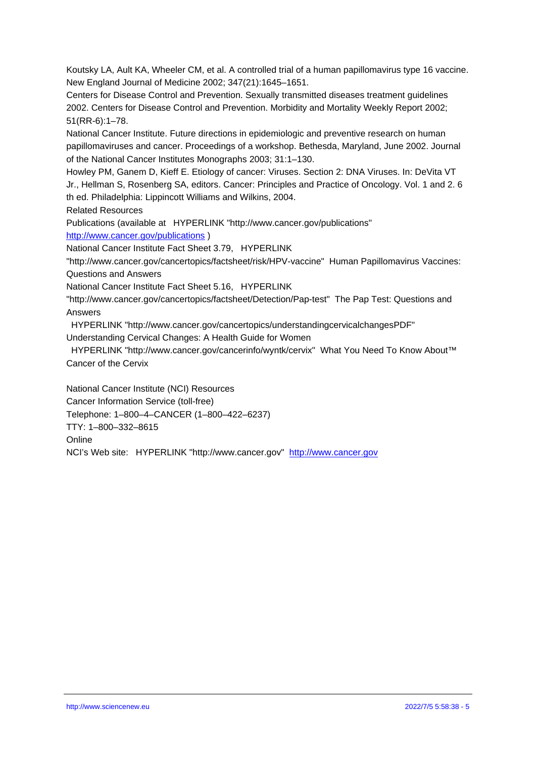Koutsky LA, Ault KA, Wheeler CM, et al. A controlled trial of a human papillomavirus type 16 vaccine. New England Journal of Medicine 2002; 347(21):1645–1651.

Centers for Disease Control and Prevention. Sexually transmitted diseases treatment guidelines 2002. Centers for Disease Control and Prevention. Morbidity and Mortality Weekly Report 2002; 51(RR-6):1–78.

National Cancer Institute. Future directions in epidemiologic and preventive research on human papillomaviruses and cancer. Proceedings of a workshop. Bethesda, Maryland, June 2002. Journal of the National Cancer Institutes Monographs 2003; 31:1–130.

Howley PM, Ganem D, Kieff E. Etiology of cancer: Viruses. Section 2: DNA Viruses. In: DeVita VT Jr., Hellman S, Rosenberg SA, editors. Cancer: Principles and Practice of Oncology. Vol. 1 and 2. 6 th ed. Philadelphia: Lippincott Williams and Wilkins, 2004.

Related Resources

Publications (available at HYPERLINK "http://www.cancer.gov/publications" http://www.cancer.gov/publications )

National Cancer Institute Fact Sheet 3.79, HYPERLINK "http://www.cancer.gov/cancertopics/factsheet/risk/HPV-vaccine" Human Papillomavirus Vaccines: Questions and Answers

National Cancer Institute Fact Sheet 5.16, HYPERLINK "http://www.cancer.gov/cancertopics/factsheet/Detection/Pap-test" The Pap Test: Questions and Answers

HYPERLINK "http://www.cancer.gov/cancertopics/understandingcervicalchangesPDF" Understanding Cervical Changes: A Health Guide for Women

HYPERLINK "http://www.cancer.gov/cancerinfo/wyntk/cervix" What You Need To Know About™ Cancer of the Cervix

National Cancer Institute (NCI) Resources

Cancer Information Service (toll-free)

Telephone: 1–800–4–CANCER (1–800–422–6237)

TTY: 1–800–332–8615

Online

NCI's Web site: HYPERLINK "http://www.cancer.gov" http://www.cancer.gov